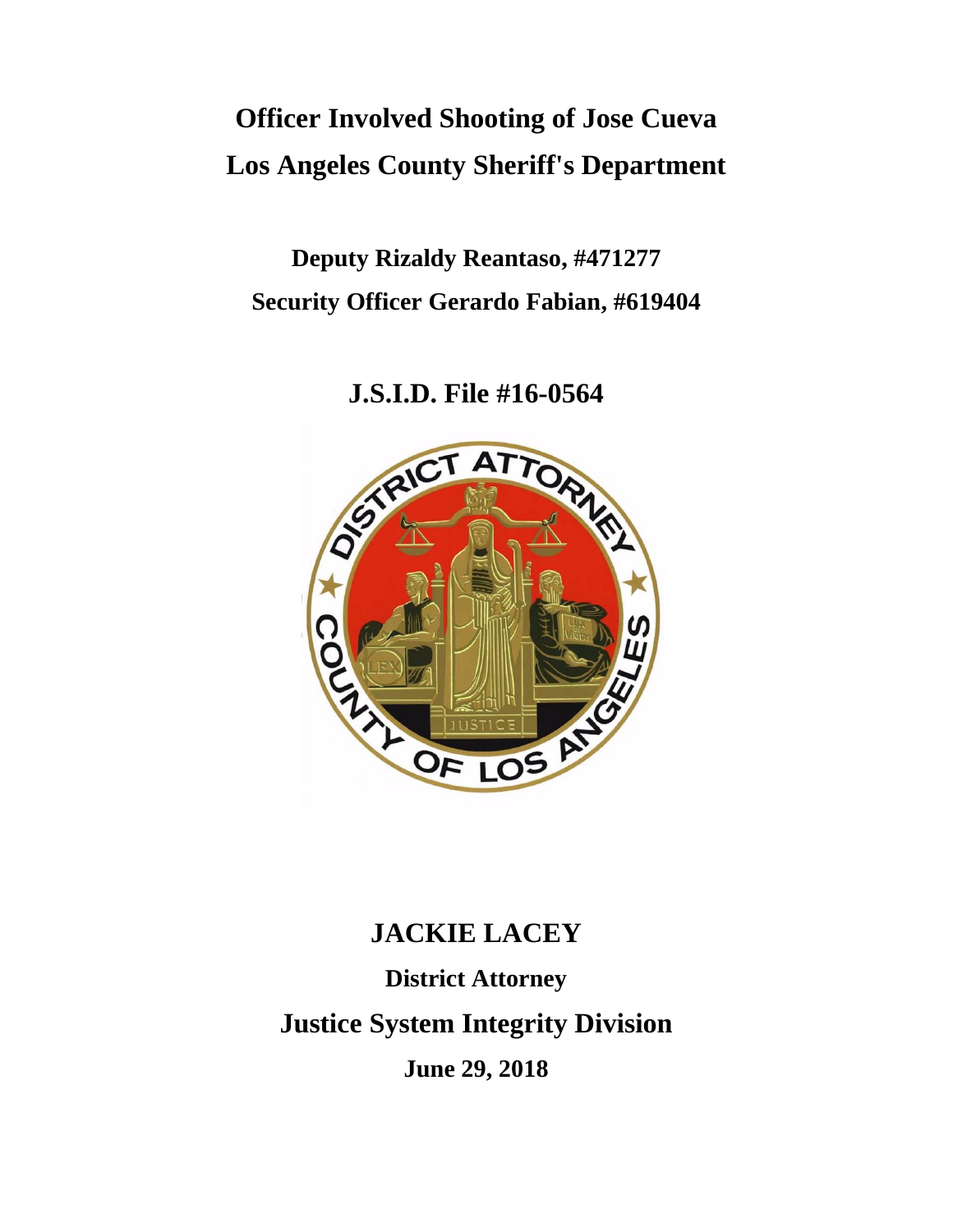# Officer Involved Shooting of Jose Cueva

# Los Angeles County Sheriff's Department

**Deputy Rizaldy Reantaso, #471277**

**Security Officer Gerardo Fabian, #619404**

## J.S.I.D. File #16-0564

## JACKIE LACEY

**District Attorney**

## Justice System Integrity Division

**June 29, 2018**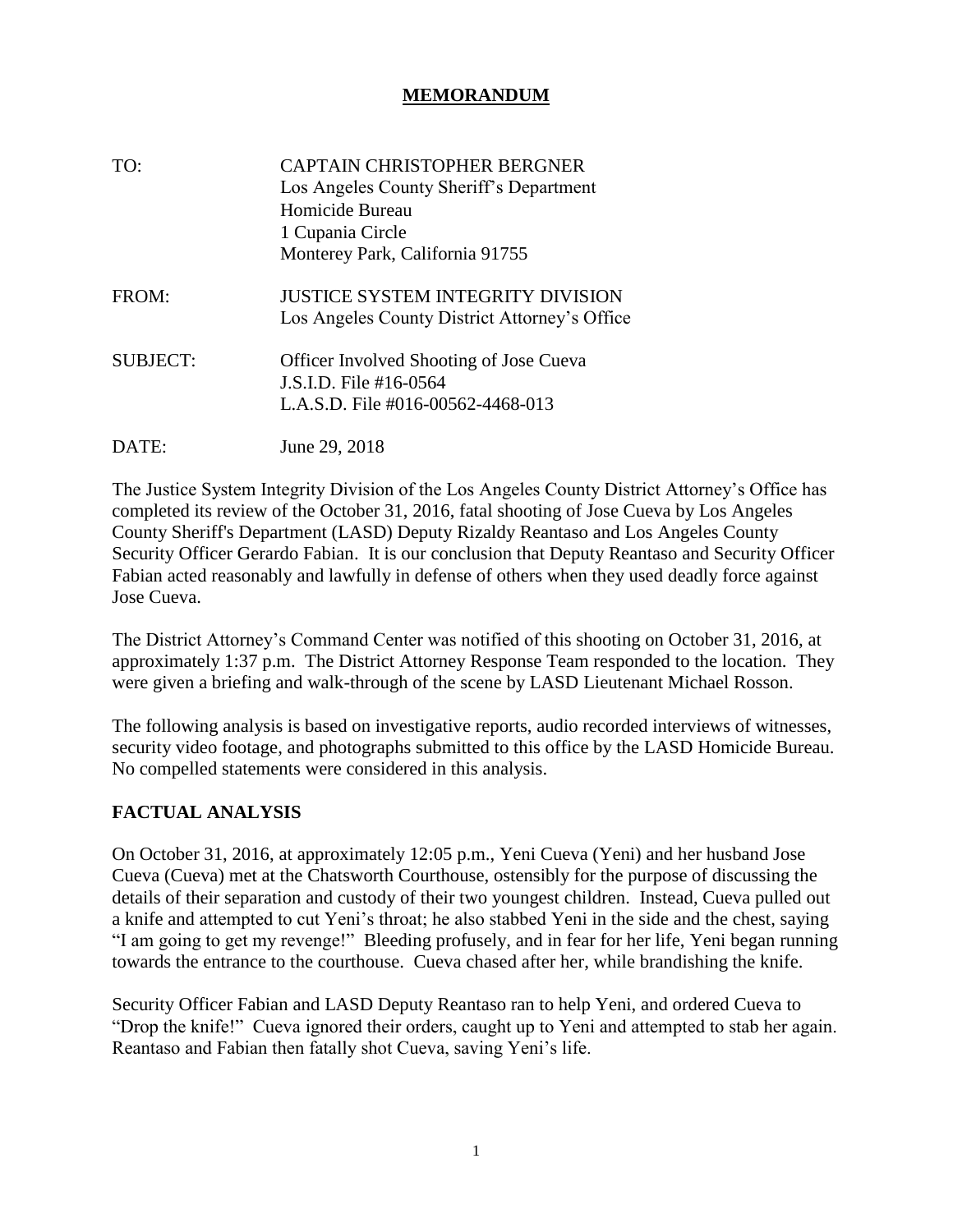# MEMORANDUM

TO: CAPTAIN CHRISTOPHER BERGNER
Los Angeles County Sheriff's Department
Homicide Bureau
1 Cupania Circle
Monterey Park, California 91755

FROM: JUSTICE SYSTEM INTEGRITY DIVISION
Los Angeles County District Attorney's Office

SUBJECT: Officer Involved Shooting of Jose Cueva
J.S.I.D. File #16-0564
L.A.S.D. File #016-00562-4468-013

DATE: June 29, 2018

The Justice System Integrity Division of the Los Angeles County District Attorney's Office has completed its review of the October 31, 2016, fatal shooting of Jose Cueva by Los Angeles County Sheriff's Department (LASD) Deputy Rizaldy Reantaso and Los Angeles County Security Officer Gerardo Fabian. It is our conclusion that Deputy Reantaso and Security Officer Fabian acted reasonably and lawfully in defense of others when they used deadly force against Jose Cueva.

The District Attorney's Command Center was notified of this shooting on October 31, 2016, at approximately 1:37 p.m. The District Attorney Response Team responded to the location. They were given a briefing and walk-through of the scene by LASD Lieutenant Michael Rosson.

The following analysis is based on investigative reports, audio recorded interviews of witnesses, security video footage, and photographs submitted to this office by the LASD Homicide Bureau. No compelled statements were considered in this analysis.

## FACTUAL ANALYSIS

On October 31, 2016, at approximately 12:05 p.m., Yeni Cueva (Yeni) and her husband Jose Cueva (Cueva) met at the Chatsworth Courthouse, ostensibly for the purpose of discussing the details of their separation and custody of their two youngest children. Instead, Cueva pulled out a knife and attempted to cut Yeni's throat; he also stabbed Yeni in the side and the chest, saying "I am going to get my revenge!" Bleeding profusely, and in fear for her life, Yeni began running towards the entrance to the courthouse. Cueva chased after her, while brandishing the knife.

Security Officer Fabian and LASD Deputy Reantaso ran to help Yeni, and ordered Cueva to "Drop the knife!" Cueva ignored their orders, caught up to Yeni and attempted to stab her again. Reantaso and Fabian then fatally shot Cueva, saving Yeni's life.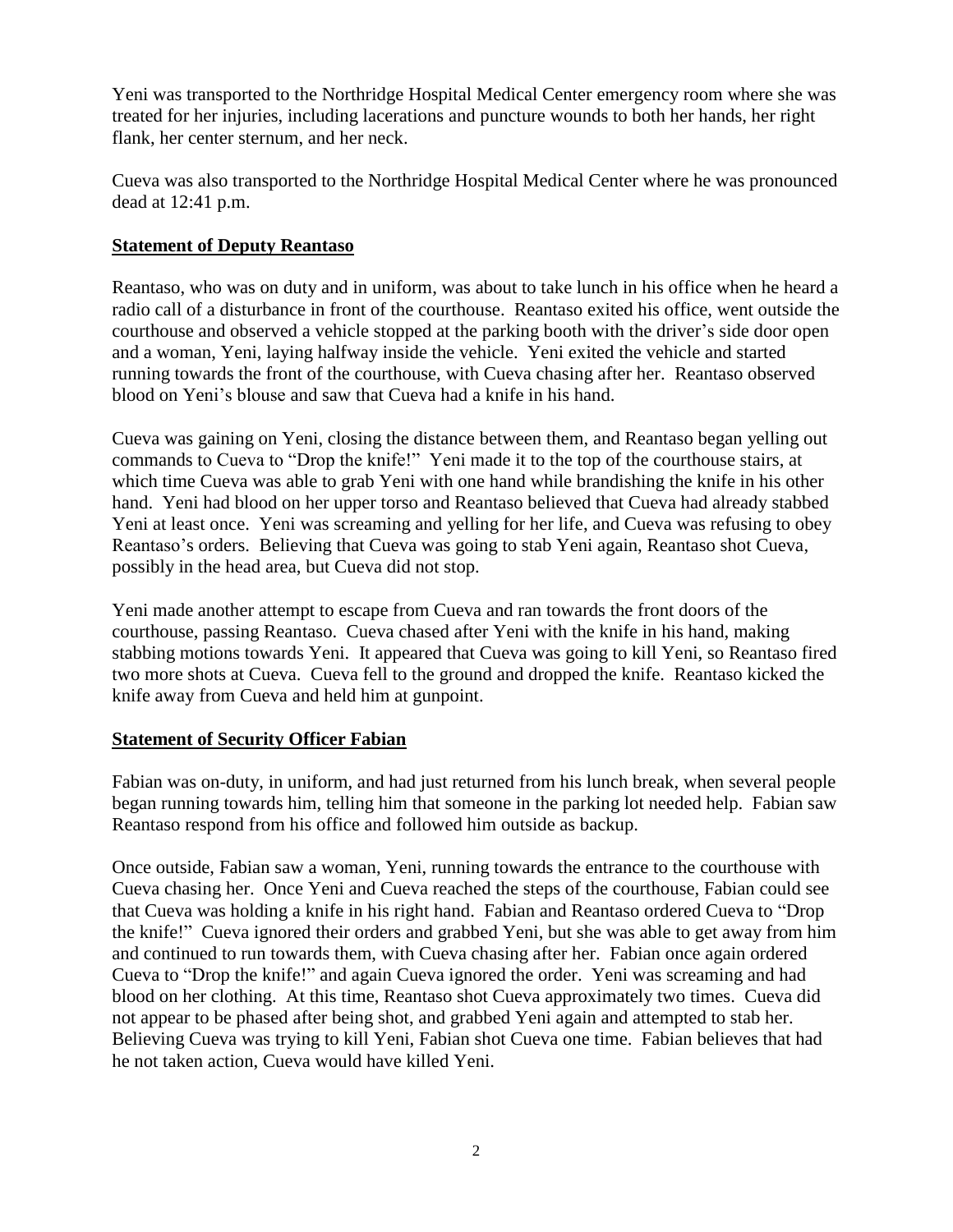Yeni was transported to the Northridge Hospital Medical Center emergency room where she was treated for her injuries, including lacerations and puncture wounds to both her hands, her right flank, her center sternum, and her neck.

Cueva was also transported to the Northridge Hospital Medical Center where he was pronounced dead at 12:41 p.m.

## Statement of Deputy Reantaso

Reantaso, who was on duty and in uniform, was about to take lunch in his office when he heard a radio call of a disturbance in front of the courthouse. Reantaso exited his office, went outside the courthouse and observed a vehicle stopped at the parking booth with the driver's side door open and a woman, Yeni, laying halfway inside the vehicle. Yeni exited the vehicle and started running towards the front of the courthouse, with Cueva chasing after her. Reantaso observed blood on Yeni's blouse and saw that Cueva had a knife in his hand.

Cueva was gaining on Yeni, closing the distance between them, and Reantaso began yelling out commands to Cueva to "Drop the knife!" Yeni made it to the top of the courthouse stairs, at which time Cueva was able to grab Yeni with one hand while brandishing the knife in his other hand. Yeni had blood on her upper torso and Reantaso believed that Cueva had already stabbed Yeni at least once. Yeni was screaming and yelling for her life, and Cueva was refusing to obey Reantaso's orders. Believing that Cueva was going to stab Yeni again, Reantaso shot Cueva, possibly in the head area, but Cueva did not stop.

Yeni made another attempt to escape from Cueva and ran towards the front doors of the courthouse, passing Reantaso. Cueva chased after Yeni with the knife in his hand, making stabbing motions towards Yeni. It appeared that Cueva was going to kill Yeni, so Reantaso fired two more shots at Cueva. Cueva fell to the ground and dropped the knife. Reantaso kicked the knife away from Cueva and held him at gunpoint.

## Statement of Security Officer Fabian

Fabian was on-duty, in uniform, and had just returned from his lunch break, when several people began running towards him, telling him that someone in the parking lot needed help. Fabian saw Reantaso respond from his office and followed him outside as backup.

Once outside, Fabian saw a woman, Yeni, running towards the entrance to the courthouse with Cueva chasing her. Once Yeni and Cueva reached the steps of the courthouse, Fabian could see that Cueva was holding a knife in his right hand. Fabian and Reantaso ordered Cueva to "Drop the knife!" Cueva ignored their orders and grabbed Yeni, but she was able to get away from him and continued to run towards them, with Cueva chasing after her. Fabian once again ordered Cueva to "Drop the knife!" and again Cueva ignored the order. Yeni was screaming and had blood on her clothing. At this time, Reantaso shot Cueva approximately two times. Cueva did not appear to be phased after being shot, and grabbed Yeni again and attempted to stab her. Believing Cueva was trying to kill Yeni, Fabian shot Cueva one time. Fabian believes that had he not taken action, Cueva would have killed Yeni.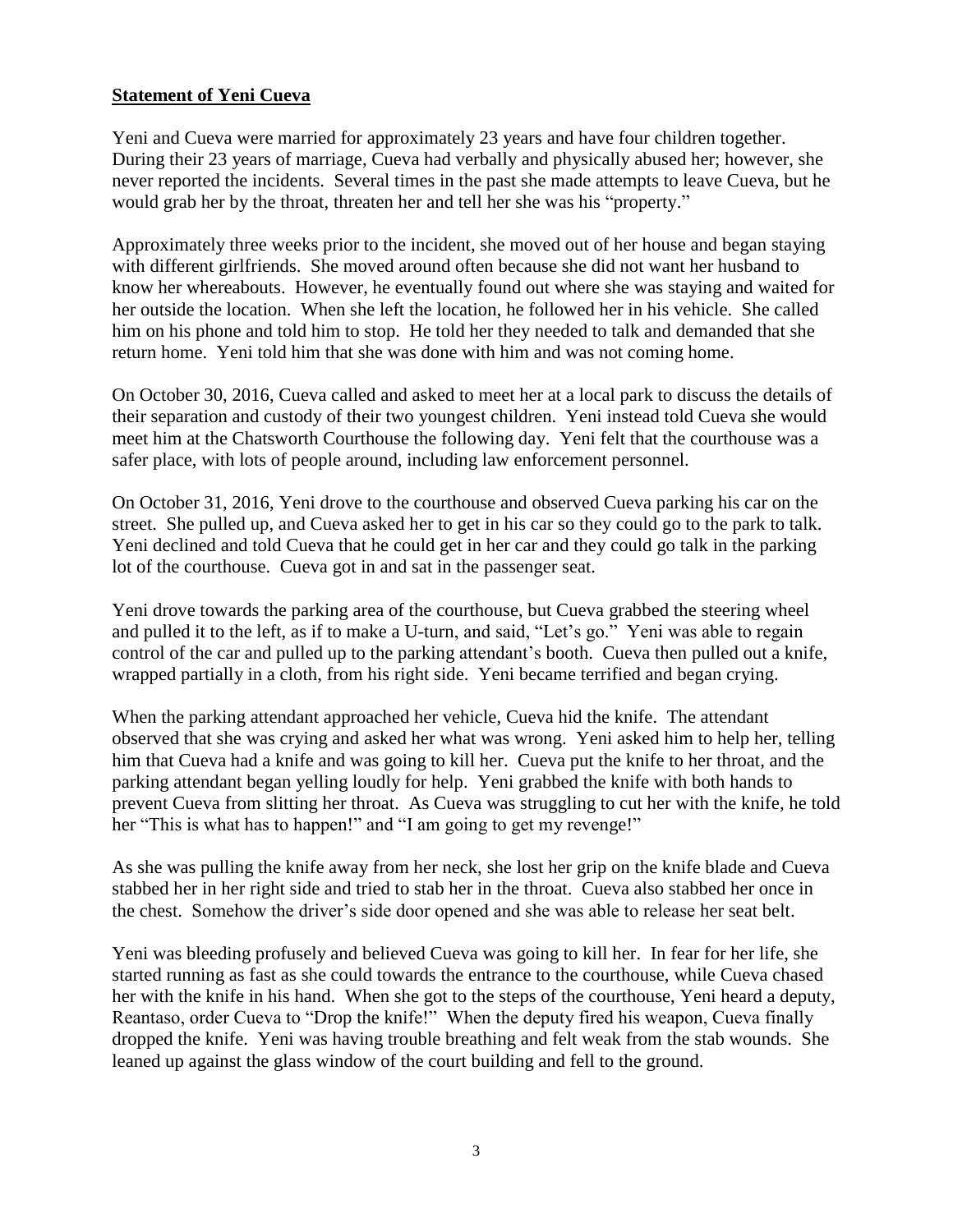**Statement of Yeni Cueva**

Yeni and Cueva were married for approximately 23 years and have four children together. During their 23 years of marriage, Cueva had verbally and physically abused her; however, she never reported the incidents. Several times in the past she made attempts to leave Cueva, but he would grab her by the throat, threaten her and tell her she was his "property."

Approximately three weeks prior to the incident, she moved out of her house and began staying with different girlfriends. She moved around often because she did not want her husband to know her whereabouts. However, he eventually found out where she was staying and waited for her outside the location. When she left the location, he followed her in his vehicle. She called him on his phone and told him to stop. He told her they needed to talk and demanded that she return home. Yeni told him that she was done with him and was not coming home.

On October 30, 2016, Cueva called and asked to meet her at a local park to discuss the details of their separation and custody of their two youngest children. Yeni instead told Cueva she would meet him at the Chatsworth Courthouse the following day. Yeni felt that the courthouse was a safer place, with lots of people around, including law enforcement personnel.

On October 31, 2016, Yeni drove to the courthouse and observed Cueva parking his car on the street. She pulled up, and Cueva asked her to get in his car so they could go to the park to talk. Yeni declined and told Cueva that he could get in her car and they could go talk in the parking lot of the courthouse. Cueva got in and sat in the passenger seat.

Yeni drove towards the parking area of the courthouse, but Cueva grabbed the steering wheel and pulled it to the left, as if to make a U-turn, and said, "Let's go." Yeni was able to regain control of the car and pulled up to the parking attendant's booth. Cueva then pulled out a knife, wrapped partially in a cloth, from his right side. Yeni became terrified and began crying.

When the parking attendant approached her vehicle, Cueva hid the knife. The attendant observed that she was crying and asked her what was wrong. Yeni asked him to help her, telling him that Cueva had a knife and was going to kill her. Cueva put the knife to her throat, and the parking attendant began yelling loudly for help. Yeni grabbed the knife with both hands to prevent Cueva from slitting her throat. As Cueva was struggling to cut her with the knife, he told her "This is what has to happen!" and "I am going to get my revenge!"

As she was pulling the knife away from her neck, she lost her grip on the knife blade and Cueva stabbed her in her right side and tried to stab her in the throat. Cueva also stabbed her once in the chest. Somehow the driver's side door opened and she was able to release her seat belt.

Yeni was bleeding profusely and believed Cueva was going to kill her. In fear for her life, she started running as fast as she could towards the entrance to the courthouse, while Cueva chased her with the knife in his hand. When she got to the steps of the courthouse, Yeni heard a deputy, Reantaso, order Cueva to "Drop the knife!" When the deputy fired his weapon, Cueva finally dropped the knife. Yeni was having trouble breathing and felt weak from the stab wounds. She leaned up against the glass window of the court building and fell to the ground.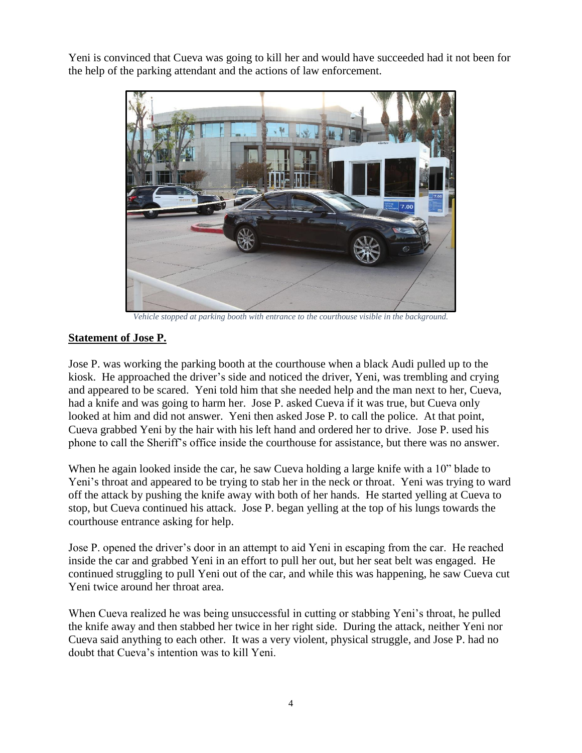Yeni is convinced that Cueva was going to kill her and would have succeeded had it not been for the help of the parking attendant and the actions of law enforcement.

*Vehicle stopped at parking booth with entrance to the courthouse visible in the background.*

## **Statement of Jose P.**

Jose P. was working the parking booth at the courthouse when a black Audi pulled up to the kiosk. He approached the driver's side and noticed the driver, Yeni, was trembling and crying and appeared to be scared. Yeni told him that she needed help and the man next to her, Cueva, had a knife and was going to harm her. Jose P. asked Cueva if it was true, but Cueva only looked at him and did not answer. Yeni then asked Jose P. to call the police. At that point, Cueva grabbed Yeni by the hair with his left hand and ordered her to drive. Jose P. used his phone to call the Sheriff's office inside the courthouse for assistance, but there was no answer.

When he again looked inside the car, he saw Cueva holding a large knife with a 10" blade to Yeni's throat and appeared to be trying to stab her in the neck or throat. Yeni was trying to ward off the attack by pushing the knife away with both of her hands. He started yelling at Cueva to stop, but Cueva continued his attack. Jose P. began yelling at the top of his lungs towards the courthouse entrance asking for help.

Jose P. opened the driver's door in an attempt to aid Yeni in escaping from the car. He reached inside the car and grabbed Yeni in an effort to pull her out, but her seat belt was engaged. He continued struggling to pull Yeni out of the car, and while this was happening, he saw Cueva cut Yeni twice around her throat area.

When Cueva realized he was being unsuccessful in cutting or stabbing Yeni's throat, he pulled the knife away and then stabbed her twice in her right side. During the attack, neither Yeni nor Cueva said anything to each other. It was a very violent, physical struggle, and Jose P. had no doubt that Cueva's intention was to kill Yeni.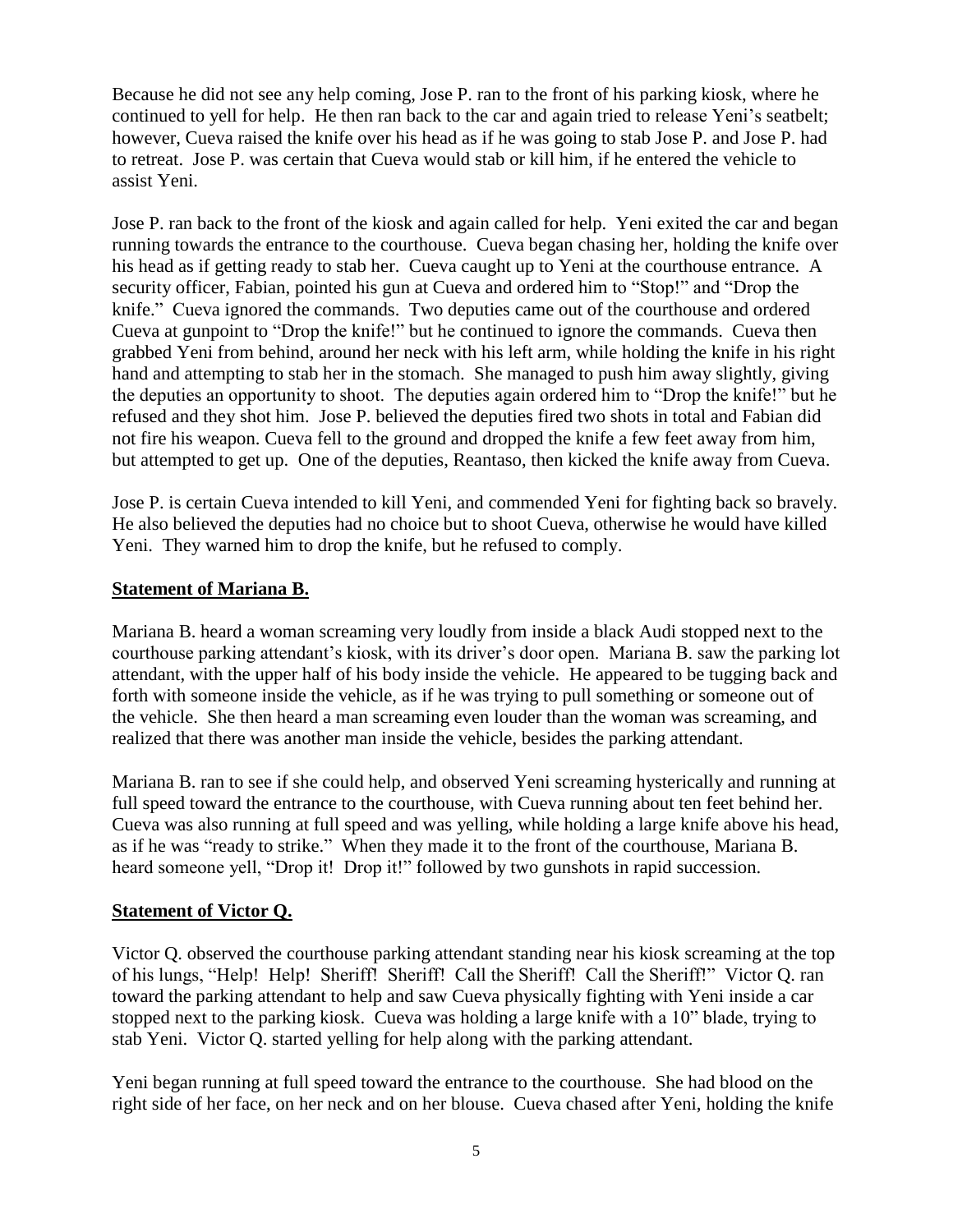Because he did not see any help coming, Jose P. ran to the front of his parking kiosk, where he continued to yell for help. He then ran back to the car and again tried to release Yeni's seatbelt; however, Cueva raised the knife over his head as if he was going to stab Jose P. and Jose P. had to retreat. Jose P. was certain that Cueva would stab or kill him, if he entered the vehicle to assist Yeni.

Jose P. ran back to the front of the kiosk and again called for help. Yeni exited the car and began running towards the entrance to the courthouse. Cueva began chasing her, holding the knife over his head as if getting ready to stab her. Cueva caught up to Yeni at the courthouse entrance. A security officer, Fabian, pointed his gun at Cueva and ordered him to "Stop!" and "Drop the knife." Cueva ignored the commands. Two deputies came out of the courthouse and ordered Cueva at gunpoint to "Drop the knife!" but he continued to ignore the commands. Cueva then grabbed Yeni from behind, around her neck with his left arm, while holding the knife in his right hand and attempting to stab her in the stomach. She managed to push him away slightly, giving the deputies an opportunity to shoot. The deputies again ordered him to "Drop the knife!" but he refused and they shot him. Jose P. believed the deputies fired two shots in total and Fabian did not fire his weapon. Cueva fell to the ground and dropped the knife a few feet away from him, but attempted to get up. One of the deputies, Reantaso, then kicked the knife away from Cueva.

Jose P. is certain Cueva intended to kill Yeni, and commended Yeni for fighting back so bravely. He also believed the deputies had no choice but to shoot Cueva, otherwise he would have killed Yeni. They warned him to drop the knife, but he refused to comply.

**Statement of Mariana B.**

Mariana B. heard a woman screaming very loudly from inside a black Audi stopped next to the courthouse parking attendant's kiosk, with its driver's door open. Mariana B. saw the parking lot attendant, with the upper half of his body inside the vehicle. He appeared to be tugging back and forth with someone inside the vehicle, as if he was trying to pull something or someone out of the vehicle. She then heard a man screaming even louder than the woman was screaming, and realized that there was another man inside the vehicle, besides the parking attendant.

Mariana B. ran to see if she could help, and observed Yeni screaming hysterically and running at full speed toward the entrance to the courthouse, with Cueva running about ten feet behind her. Cueva was also running at full speed and was yelling, while holding a large knife above his head, as if he was "ready to strike." When they made it to the front of the courthouse, Mariana B. heard someone yell, "Drop it! Drop it!" followed by two gunshots in rapid succession.

**Statement of Victor Q.**

Victor Q. observed the courthouse parking attendant standing near his kiosk screaming at the top of his lungs, "Help! Help! Sheriff! Sheriff! Call the Sheriff! Call the Sheriff!" Victor Q. ran toward the parking attendant to help and saw Cueva physically fighting with Yeni inside a car stopped next to the parking kiosk. Cueva was holding a large knife with a 10" blade, trying to stab Yeni. Victor Q. started yelling for help along with the parking attendant.

Yeni began running at full speed toward the entrance to the courthouse. She had blood on the right side of her face, on her neck and on her blouse. Cueva chased after Yeni, holding the knife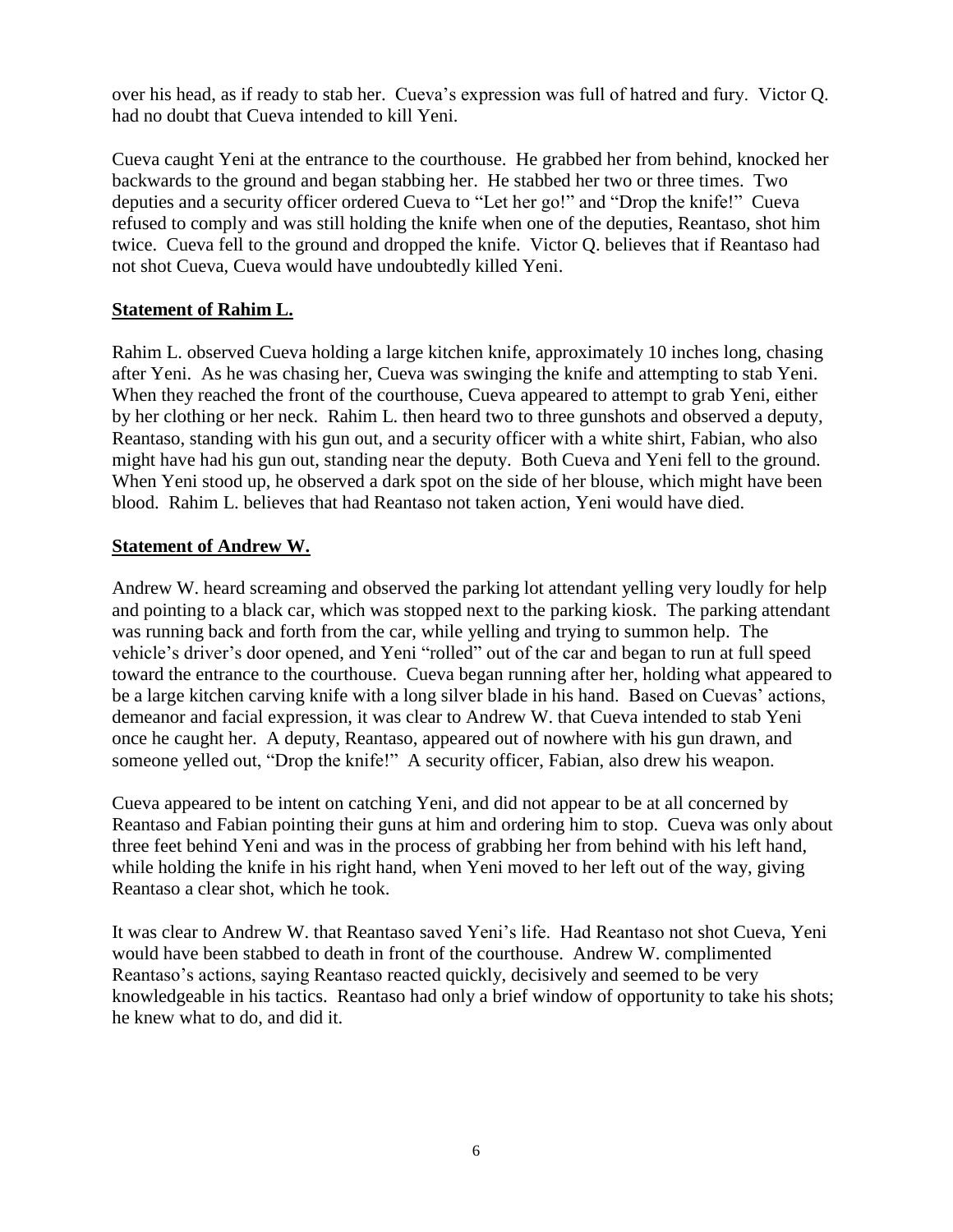over his head, as if ready to stab her. Cueva's expression was full of hatred and fury. Victor Q. had no doubt that Cueva intended to kill Yeni.

Cueva caught Yeni at the entrance to the courthouse. He grabbed her from behind, knocked her backwards to the ground and began stabbing her. He stabbed her two or three times. Two deputies and a security officer ordered Cueva to "Let her go!" and "Drop the knife!" Cueva refused to comply and was still holding the knife when one of the deputies, Reantaso, shot him twice. Cueva fell to the ground and dropped the knife. Victor Q. believes that if Reantaso had not shot Cueva, Cueva would have undoubtedly killed Yeni.

## **Statement of Rahim L.**

Rahim L. observed Cueva holding a large kitchen knife, approximately 10 inches long, chasing after Yeni. As he was chasing her, Cueva was swinging the knife and attempting to stab Yeni. When they reached the front of the courthouse, Cueva appeared to attempt to grab Yeni, either by her clothing or her neck. Rahim L. then heard two to three gunshots and observed a deputy, Reantaso, standing with his gun out, and a security officer with a white shirt, Fabian, who also might have had his gun out, standing near the deputy. Both Cueva and Yeni fell to the ground. When Yeni stood up, he observed a dark spot on the side of her blouse, which might have been blood. Rahim L. believes that had Reantaso not taken action, Yeni would have died.

## **Statement of Andrew W.**

Andrew W. heard screaming and observed the parking lot attendant yelling very loudly for help and pointing to a black car, which was stopped next to the parking kiosk. The parking attendant was running back and forth from the car, while yelling and trying to summon help. The vehicle's driver's door opened, and Yeni "rolled" out of the car and began to run at full speed toward the entrance to the courthouse. Cueva began running after her, holding what appeared to be a large kitchen carving knife with a long silver blade in his hand. Based on Cuevas' actions, demeanor and facial expression, it was clear to Andrew W. that Cueva intended to stab Yeni once he caught her. A deputy, Reantaso, appeared out of nowhere with his gun drawn, and someone yelled out, "Drop the knife!" A security officer, Fabian, also drew his weapon.

Cueva appeared to be intent on catching Yeni, and did not appear to be at all concerned by Reantaso and Fabian pointing their guns at him and ordering him to stop. Cueva was only about three feet behind Yeni and was in the process of grabbing her from behind with his left hand, while holding the knife in his right hand, when Yeni moved to her left out of the way, giving Reantaso a clear shot, which he took.

It was clear to Andrew W. that Reantaso saved Yeni's life. Had Reantaso not shot Cueva, Yeni would have been stabbed to death in front of the courthouse. Andrew W. complimented Reantaso's actions, saying Reantaso reacted quickly, decisively and seemed to be very knowledgeable in his tactics. Reantaso had only a brief window of opportunity to take his shots; he knew what to do, and did it.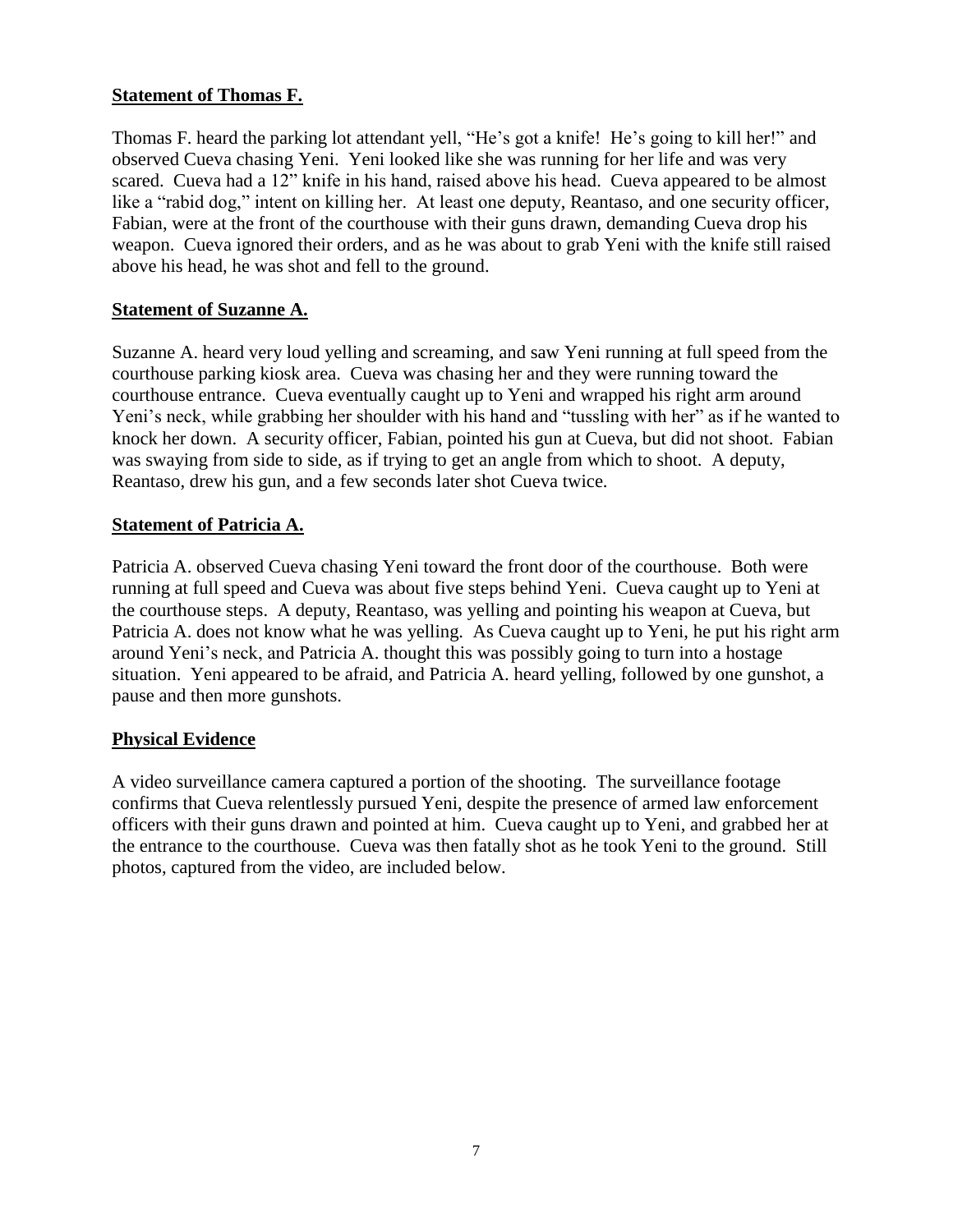**Statement of Thomas F.**

Thomas F. heard the parking lot attendant yell, "He's got a knife! He's going to kill her!" and observed Cueva chasing Yeni. Yeni looked like she was running for her life and was very scared. Cueva had a 12" knife in his hand, raised above his head. Cueva appeared to be almost like a "rabid dog," intent on killing her. At least one deputy, Reantaso, and one security officer, Fabian, were at the front of the courthouse with their guns drawn, demanding Cueva drop his weapon. Cueva ignored their orders, and as he was about to grab Yeni with the knife still raised above his head, he was shot and fell to the ground.

**Statement of Suzanne A.**

Suzanne A. heard very loud yelling and screaming, and saw Yeni running at full speed from the courthouse parking kiosk area. Cueva was chasing her and they were running toward the courthouse entrance. Cueva eventually caught up to Yeni and wrapped his right arm around Yeni's neck, while grabbing her shoulder with his hand and "tussling with her" as if he wanted to knock her down. A security officer, Fabian, pointed his gun at Cueva, but did not shoot. Fabian was swaying from side to side, as if trying to get an angle from which to shoot. A deputy, Reantaso, drew his gun, and a few seconds later shot Cueva twice.

**Statement of Patricia A.**

Patricia A. observed Cueva chasing Yeni toward the front door of the courthouse. Both were running at full speed and Cueva was about five steps behind Yeni. Cueva caught up to Yeni at the courthouse steps. A deputy, Reantaso, was yelling and pointing his weapon at Cueva, but Patricia A. does not know what he was yelling. As Cueva caught up to Yeni, he put his right arm around Yeni's neck, and Patricia A. thought this was possibly going to turn into a hostage situation. Yeni appeared to be afraid, and Patricia A. heard yelling, followed by one gunshot, a pause and then more gunshots.

**Physical Evidence**

A video surveillance camera captured a portion of the shooting. The surveillance footage confirms that Cueva relentlessly pursued Yeni, despite the presence of armed law enforcement officers with their guns drawn and pointed at him. Cueva caught up to Yeni, and grabbed her at the entrance to the courthouse. Cueva was then fatally shot as he took Yeni to the ground. Still photos, captured from the video, are included below.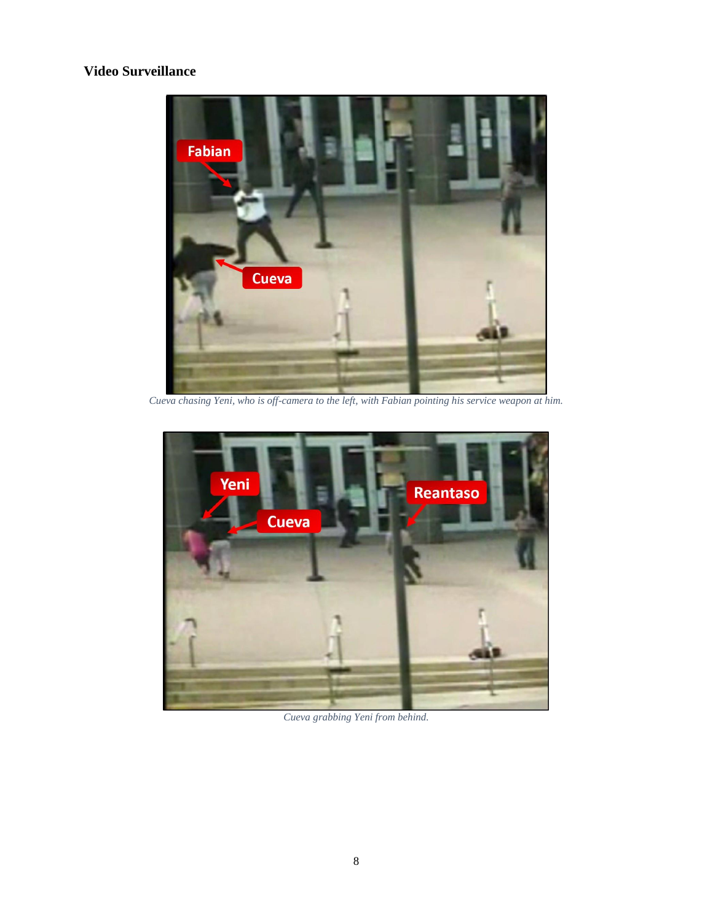### Video Surveillance

*Cueva chasing Yeni, who is off-camera to the left, with Fabian pointing his service weapon at him.*

*Cueva grabbing Yeni from behind.*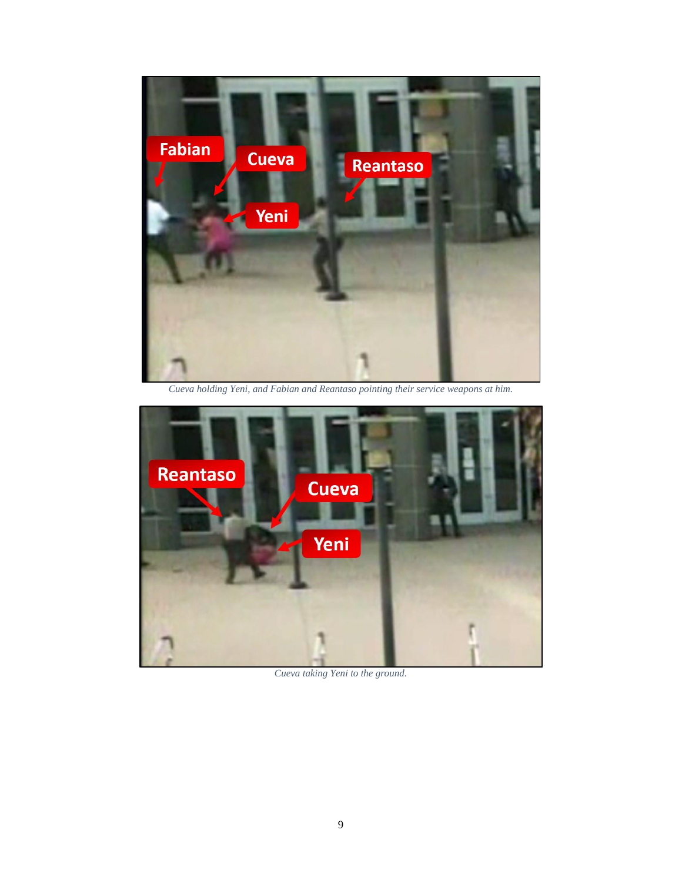*Cueva holding Yeni, and Fabian and Reantaso pointing their service weapons at him.*

*Cueva taking Yeni to the ground.*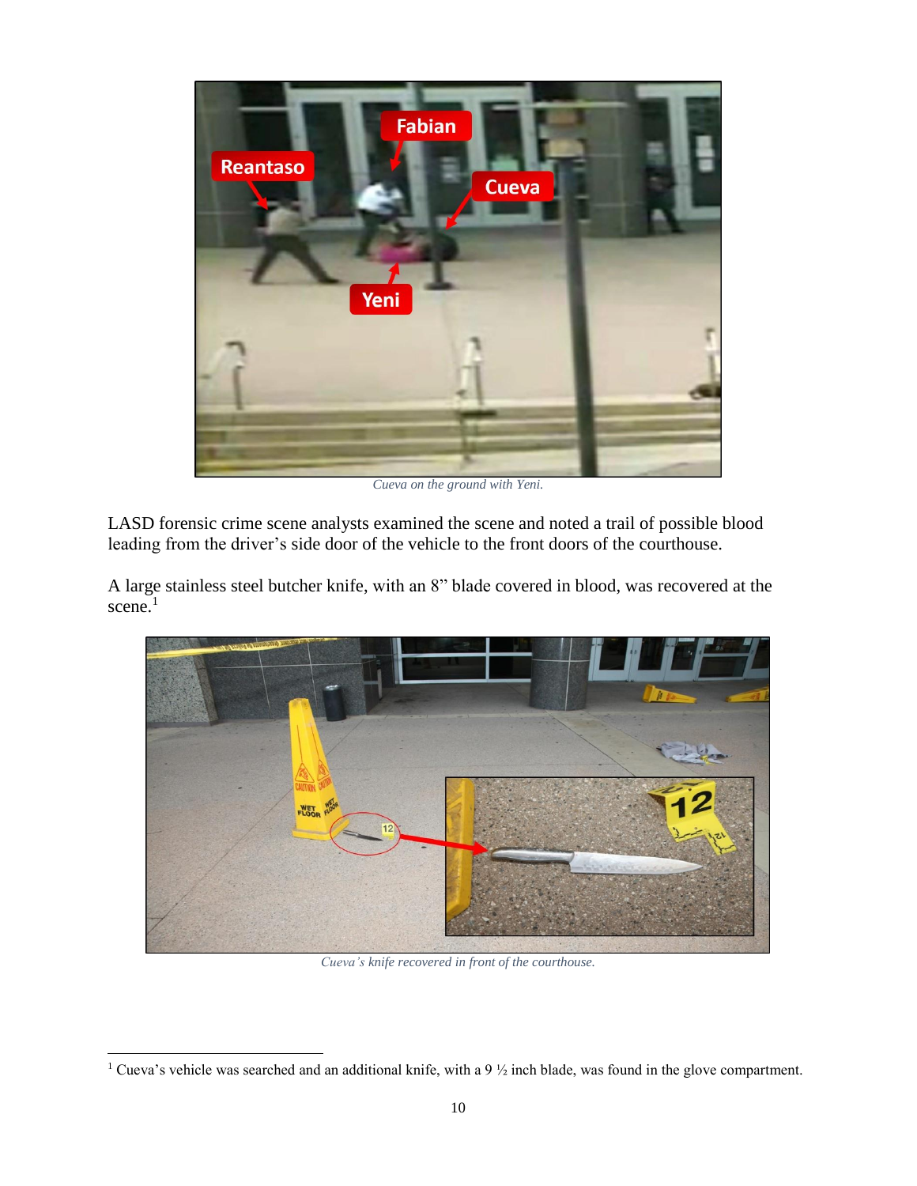*Cueva on the ground with Yeni.*

LASD forensic crime scene analysts examined the scene and noted a trail of possible blood leading from the driver's side door of the vehicle to the front doors of the courthouse.

A large stainless steel butcher knife, with an 8" blade covered in blood, was recovered at the scene.[1]

*Cueva's knife recovered in front of the courthouse.*

[1] Cueva's vehicle was searched and an additional knife, with a 9 ½ inch blade, was found in the glove compartment.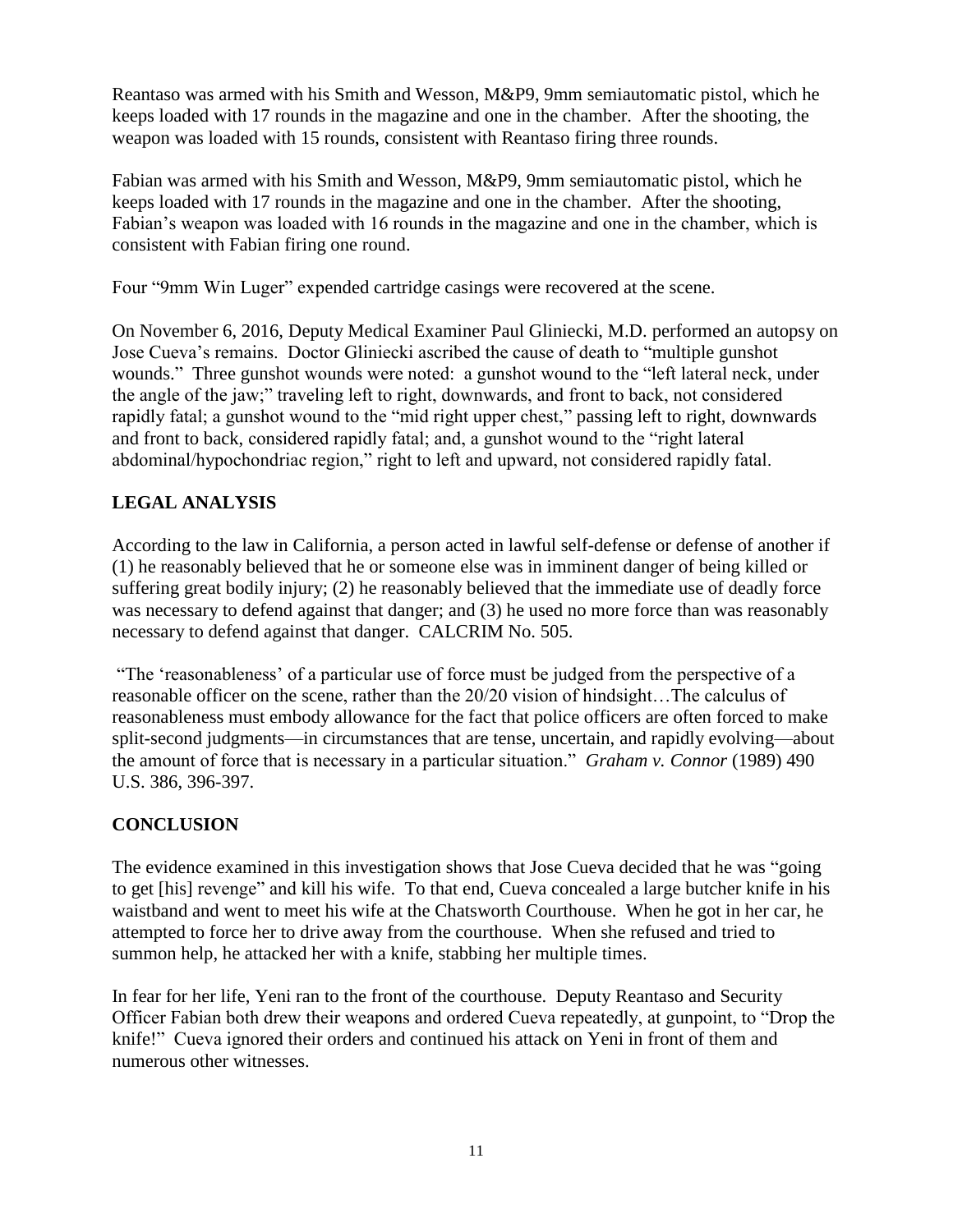Reantaso was armed with his Smith and Wesson, M&P9, 9mm semiautomatic pistol, which he keeps loaded with 17 rounds in the magazine and one in the chamber. After the shooting, the weapon was loaded with 15 rounds, consistent with Reantaso firing three rounds.

Fabian was armed with his Smith and Wesson, M&P9, 9mm semiautomatic pistol, which he keeps loaded with 17 rounds in the magazine and one in the chamber. After the shooting, Fabian's weapon was loaded with 16 rounds in the magazine and one in the chamber, which is consistent with Fabian firing one round.

Four "9mm Win Luger" expended cartridge casings were recovered at the scene.

On November 6, 2016, Deputy Medical Examiner Paul Gliniecki, M.D. performed an autopsy on Jose Cueva's remains. Doctor Gliniecki ascribed the cause of death to "multiple gunshot wounds." Three gunshot wounds were noted: a gunshot wound to the "left lateral neck, under the angle of the jaw;" traveling left to right, downwards, and front to back, not considered rapidly fatal; a gunshot wound to the "mid right upper chest," passing left to right, downwards and front to back, considered rapidly fatal; and, a gunshot wound to the "right lateral abdominal/hypochondriac region," right to left and upward, not considered rapidly fatal.

## LEGAL ANALYSIS

According to the law in California, a person acted in lawful self-defense or defense of another if (1) he reasonably believed that he or someone else was in imminent danger of being killed or suffering great bodily injury; (2) he reasonably believed that the immediate use of deadly force was necessary to defend against that danger; and (3) he used no more force than was reasonably necessary to defend against that danger. CALCRIM No. 505.

"The 'reasonableness' of a particular use of force must be judged from the perspective of a reasonable officer on the scene, rather than the 20/20 vision of hindsight…The calculus of reasonableness must embody allowance for the fact that police officers are often forced to make split-second judgments—in circumstances that are tense, uncertain, and rapidly evolving—about the amount of force that is necessary in a particular situation." *Graham v. Connor* (1989) 490 U.S. 386, 396-397.

## CONCLUSION

The evidence examined in this investigation shows that Jose Cueva decided that he was "going to get [his] revenge" and kill his wife. To that end, Cueva concealed a large butcher knife in his waistband and went to meet his wife at the Chatsworth Courthouse. When he got in her car, he attempted to force her to drive away from the courthouse. When she refused and tried to summon help, he attacked her with a knife, stabbing her multiple times.

In fear for her life, Yeni ran to the front of the courthouse. Deputy Reantaso and Security Officer Fabian both drew their weapons and ordered Cueva repeatedly, at gunpoint, to "Drop the knife!" Cueva ignored their orders and continued his attack on Yeni in front of them and numerous other witnesses.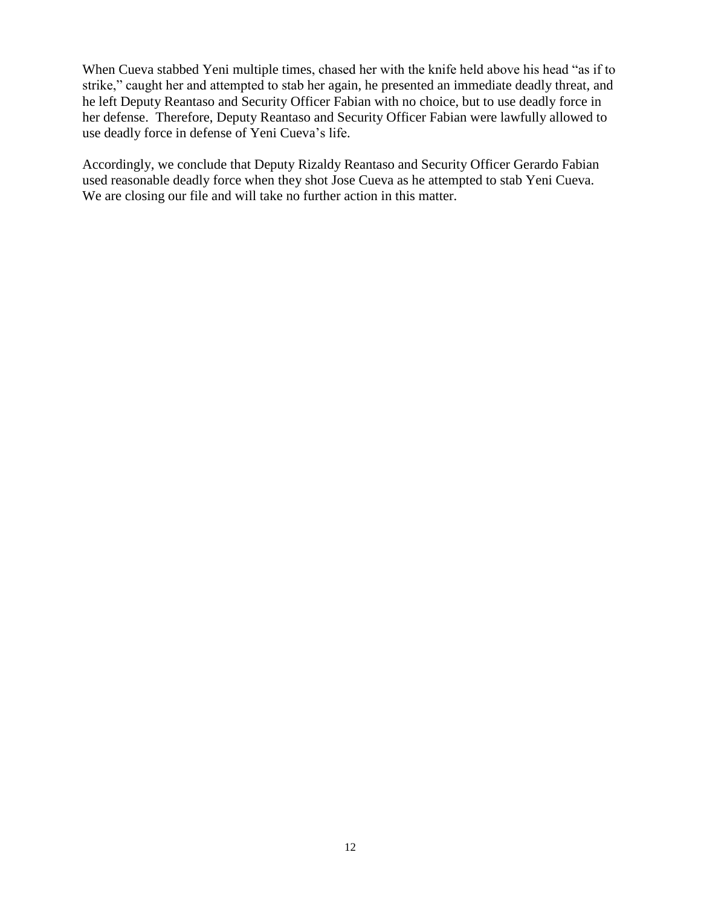When Cueva stabbed Yeni multiple times, chased her with the knife held above his head "as if to strike," caught her and attempted to stab her again, he presented an immediate deadly threat, and he left Deputy Reantaso and Security Officer Fabian with no choice, but to use deadly force in her defense. Therefore, Deputy Reantaso and Security Officer Fabian were lawfully allowed to use deadly force in defense of Yeni Cueva's life.

Accordingly, we conclude that Deputy Rizaldy Reantaso and Security Officer Gerardo Fabian used reasonable deadly force when they shot Jose Cueva as he attempted to stab Yeni Cueva. We are closing our file and will take no further action in this matter.